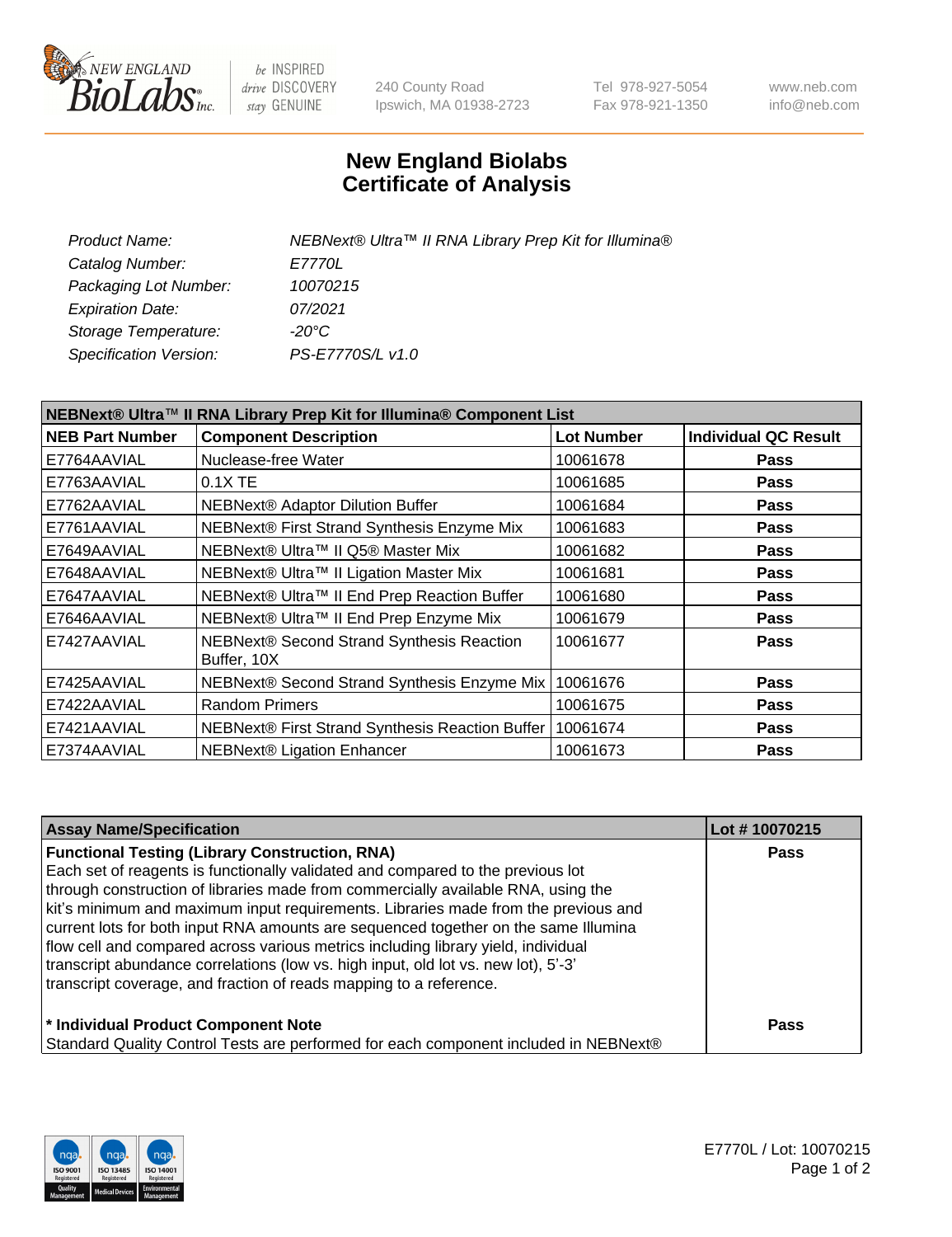# New England Biolabs Certificate of Analysis

| | |
|---|---|
| *Product Name:* | *NEBNext® Ultra™ II RNA Library Prep Kit for Illumina®* |
| *Catalog Number:* | *E7770L* |
| *Packaging Lot Number:* | *10070215* |
| *Expiration Date:* | *07/2021* |
| *Storage Temperature:* | *-20°C* |
| *Specification Version:* | *PS-E7770S/L v1.0* |

**NEBNext® Ultra™ II RNA Library Prep Kit for Illumina® Component List**

| NEB Part Number | Component Description | Lot Number | Individual QC Result |
|---|---|---|---|
| E7764AAVIAL | Nuclease-free Water | 10061678 | Pass |
| E7763AAVIAL | 0.1X TE | 10061685 | Pass |
| E7762AAVIAL | NEBNext® Adaptor Dilution Buffer | 10061684 | Pass |
| E7761AAVIAL | NEBNext® First Strand Synthesis Enzyme Mix | 10061683 | Pass |
| E7649AAVIAL | NEBNext® Ultra™ II Q5® Master Mix | 10061682 | Pass |
| E7648AAVIAL | NEBNext® Ultra™ II Ligation Master Mix | 10061681 | Pass |
| E7647AAVIAL | NEBNext® Ultra™ II End Prep Reaction Buffer | 10061680 | Pass |
| E7646AAVIAL | NEBNext® Ultra™ II End Prep Enzyme Mix | 10061679 | Pass |
| E7427AAVIAL | NEBNext® Second Strand Synthesis Reaction Buffer, 10X | 10061677 | Pass |
| E7425AAVIAL | NEBNext® Second Strand Synthesis Enzyme Mix | 10061676 | Pass |
| E7422AAVIAL | Random Primers | 10061675 | Pass |
| E7421AAVIAL | NEBNext® First Strand Synthesis Reaction Buffer | 10061674 | Pass |
| E7374AAVIAL | NEBNext® Ligation Enhancer | 10061673 | Pass |

| Assay Name/Specification | Lot # 10070215 |
|---|---|
| **Functional Testing (Library Construction, RNA)**<br>Each set of reagents is functionally validated and compared to the previous lot through construction of libraries made from commercially available RNA, using the kit's minimum and maximum input requirements. Libraries made from the previous and current lots for both input RNA amounts are sequenced together on the same Illumina flow cell and compared across various metrics including library yield, individual transcript abundance correlations (low vs. high input, old lot vs. new lot), 5'-3' transcript coverage, and fraction of reads mapping to a reference. | Pass |
| **\* Individual Product Component Note**<br>Standard Quality Control Tests are performed for each component included in NEBNext® | Pass |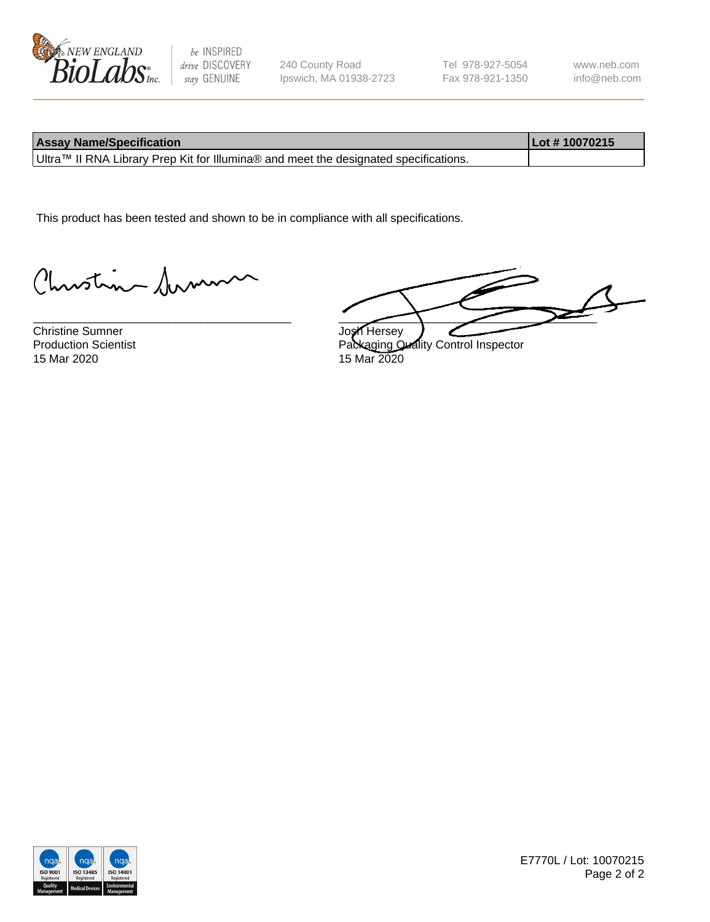| Assay Name/Specification | Lot # 10070215 |
|---|---|
| Ultra™ II RNA Library Prep Kit for Illumina® and meet the designated specifications. | |

This product has been tested and shown to be in compliance with all specifications.

Christine Sumner
Production Scientist
15 Mar 2020

Josh Hersey
Packaging Quality Control Inspector
15 Mar 2020

E7770L / Lot: 10070215